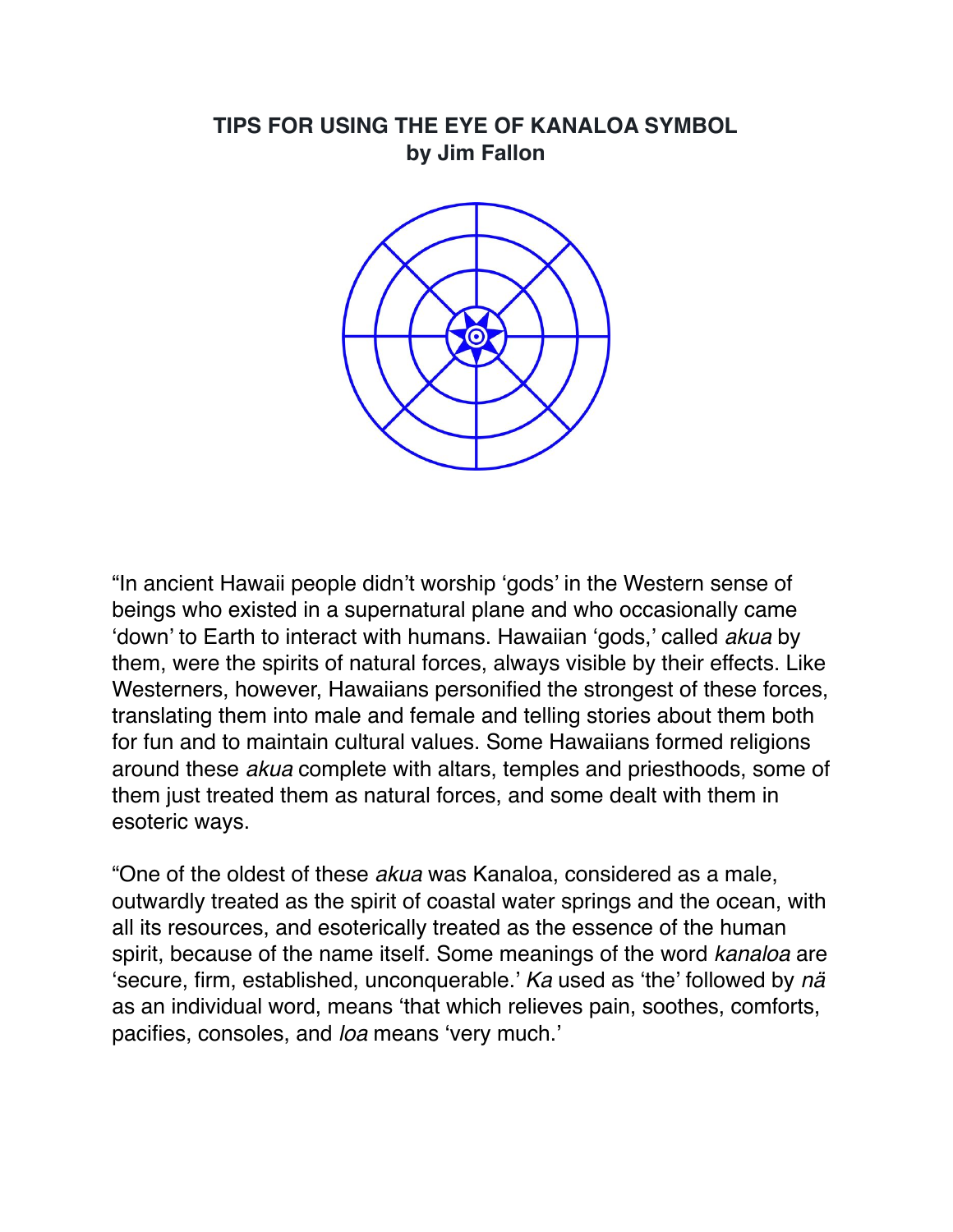# TIPS FOR USING THE EYE OF KANALOA SYMBOL
**by Jim Fallon**

"In ancient Hawaii people didn't worship 'gods' in the Western sense of beings who existed in a supernatural plane and who occasionally came 'down' to Earth to interact with humans. Hawaiian 'gods,' called *akua* by them, were the spirits of natural forces, always visible by their effects. Like Westerners, however, Hawaiians personified the strongest of these forces, translating them into male and female and telling stories about them both for fun and to maintain cultural values. Some Hawaiians formed religions around these *akua* complete with altars, temples and priesthoods, some of them just treated them as natural forces, and some dealt with them in esoteric ways.

"One of the oldest of these *akua* was Kanaloa, considered as a male, outwardly treated as the spirit of coastal water springs and the ocean, with all its resources, and esoterically treated as the essence of the human spirit, because of the name itself. Some meanings of the word *kanaloa* are 'secure, firm, established, unconquerable.' *Ka* used as 'the' followed by *nä* as an individual word, means 'that which relieves pain, soothes, comforts, pacifies, consoles, and *loa* means 'very much.'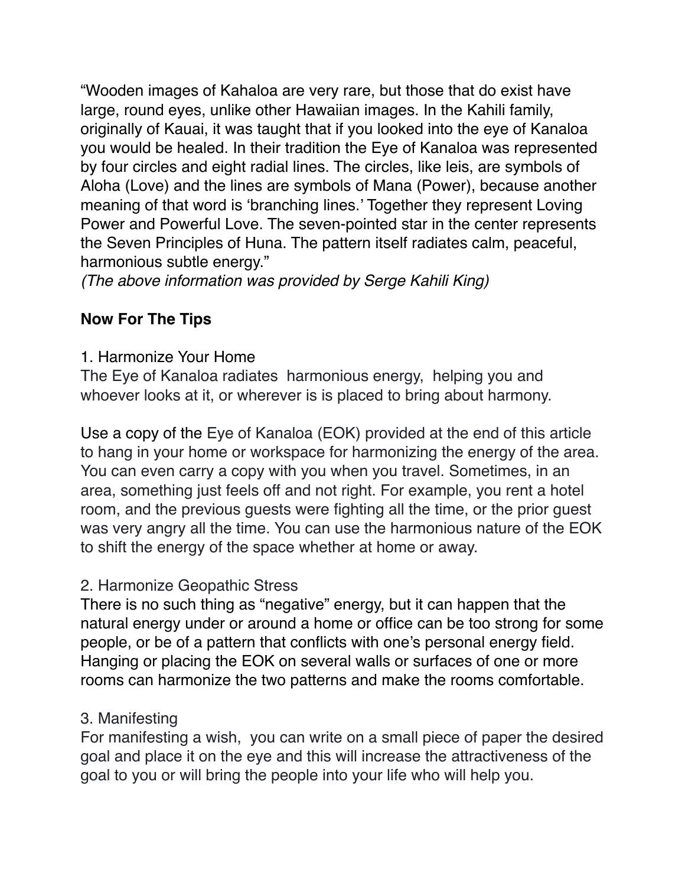"Wooden images of Kahaloa are very rare, but those that do exist have large, round eyes, unlike other Hawaiian images. In the Kahili family, originally of Kauai, it was taught that if you looked into the eye of Kanaloa you would be healed. In their tradition the Eye of Kanaloa was represented by four circles and eight radial lines. The circles, like leis, are symbols of Aloha (Love) and the lines are symbols of Mana (Power), because another meaning of that word is 'branching lines.' Together they represent Loving Power and Powerful Love. The seven-pointed star in the center represents the Seven Principles of Huna. The pattern itself radiates calm, peaceful, harmonious subtle energy."
*(The above information was provided by Serge Kahili King)*

**Now For The Tips**

1. Harmonize Your Home
The Eye of Kanaloa radiates harmonious energy, helping you and whoever looks at it, or wherever is is placed to bring about harmony.

Use a copy of the Eye of Kanaloa (EOK) provided at the end of this article to hang in your home or workspace for harmonizing the energy of the area. You can even carry a copy with you when you travel. Sometimes, in an area, something just feels off and not right. For example, you rent a hotel room, and the previous guests were fighting all the time, or the prior guest was very angry all the time. You can use the harmonious nature of the EOK to shift the energy of the space whether at home or away.

2. Harmonize Geopathic Stress
There is no such thing as "negative" energy, but it can happen that the natural energy under or around a home or office can be too strong for some people, or be of a pattern that conflicts with one's personal energy field. Hanging or placing the EOK on several walls or surfaces of one or more rooms can harmonize the two patterns and make the rooms comfortable.

3. Manifesting
For manifesting a wish, you can write on a small piece of paper the desired goal and place it on the eye and this will increase the attractiveness of the goal to you or will bring the people into your life who will help you.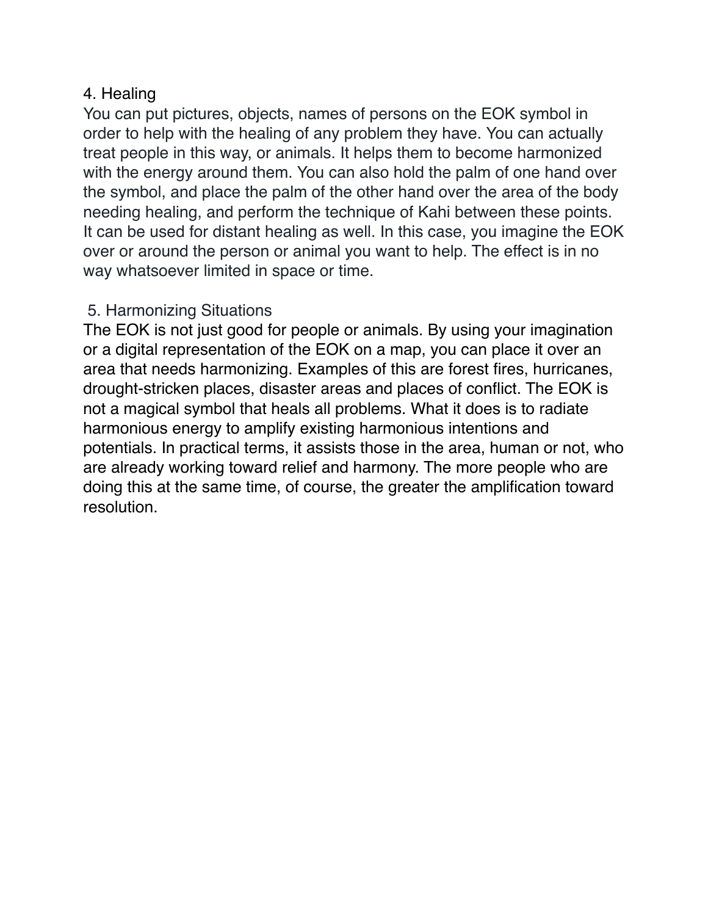4. Healing

You can put pictures, objects, names of persons on the EOK symbol in order to help with the healing of any problem they have. You can actually treat people in this way, or animals. It helps them to become harmonized with the energy around them. You can also hold the palm of one hand over the symbol, and place the palm of the other hand over the area of the body needing healing, and perform the technique of Kahi between these points. It can be used for distant healing as well. In this case, you imagine the EOK over or around the person or animal you want to help. The effect is in no way whatsoever limited in space or time.

5. Harmonizing Situations

The EOK is not just good for people or animals. By using your imagination or a digital representation of the EOK on a map, you can place it over an area that needs harmonizing. Examples of this are forest fires, hurricanes, drought-stricken places, disaster areas and places of conflict. The EOK is not a magical symbol that heals all problems. What it does is to radiate harmonious energy to amplify existing harmonious intentions and potentials. In practical terms, it assists those in the area, human or not, who are already working toward relief and harmony. The more people who are doing this at the same time, of course, the greater the amplification toward resolution.